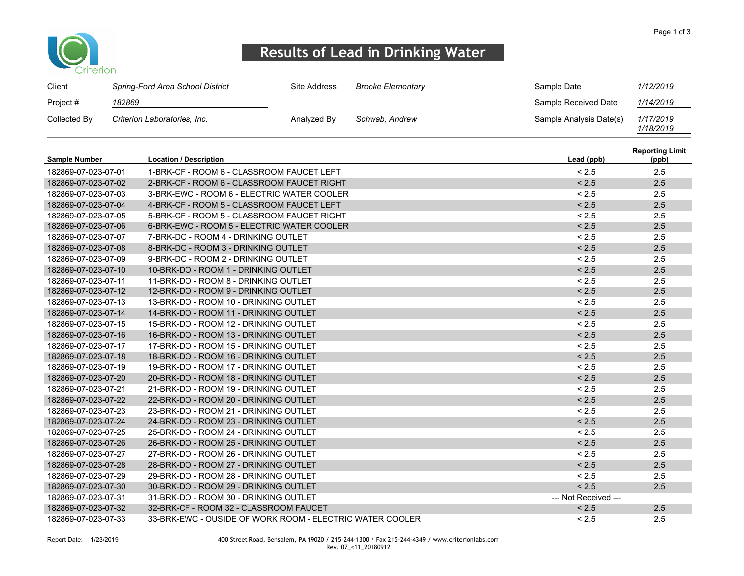Criterion

# Results of Lead in Drinking Water

| | | | | | |
|---|---|---|---|---|---|
| Client | *Spring-Ford Area School District* | Site Address | *Brooke Elementary* | Sample Date | *1/12/2019* |
| Project # | *182869* | | | Sample Received Date | *1/14/2019* |
| Collected By | *Criterion Laboratories, Inc.* | Analyzed By | *Schwab, Andrew* | Sample Analysis Date(s) | *1/17/2019* *1/18/2019* |

| Sample Number | Location / Description | Lead (ppb) | Reporting Limit (ppb) |
|---|---|---|---|
| 182869-07-023-07-01 | 1-BRK-CF - ROOM 6 - CLASSROOM FAUCET LEFT | < 2.5 | 2.5 |
| 182869-07-023-07-02 | 2-BRK-CF - ROOM 6 - CLASSROOM FAUCET RIGHT | < 2.5 | 2.5 |
| 182869-07-023-07-03 | 3-BRK-EWC - ROOM 6 - ELECTRIC WATER COOLER | < 2.5 | 2.5 |
| 182869-07-023-07-04 | 4-BRK-CF - ROOM 5 - CLASSROOM FAUCET LEFT | < 2.5 | 2.5 |
| 182869-07-023-07-05 | 5-BRK-CF - ROOM 5 - CLASSROOM FAUCET RIGHT | < 2.5 | 2.5 |
| 182869-07-023-07-06 | 6-BRK-EWC - ROOM 5 - ELECTRIC WATER COOLER | < 2.5 | 2.5 |
| 182869-07-023-07-07 | 7-BRK-DO - ROOM 4 - DRINKING OUTLET | < 2.5 | 2.5 |
| 182869-07-023-07-08 | 8-BRK-DO - ROOM 3 - DRINKING OUTLET | < 2.5 | 2.5 |
| 182869-07-023-07-09 | 9-BRK-DO - ROOM 2 - DRINKING OUTLET | < 2.5 | 2.5 |
| 182869-07-023-07-10 | 10-BRK-DO - ROOM 1 - DRINKING OUTLET | < 2.5 | 2.5 |
| 182869-07-023-07-11 | 11-BRK-DO - ROOM 8 - DRINKING OUTLET | < 2.5 | 2.5 |
| 182869-07-023-07-12 | 12-BRK-DO - ROOM 9 - DRINKING OUTLET | < 2.5 | 2.5 |
| 182869-07-023-07-13 | 13-BRK-DO - ROOM 10 - DRINKING OUTLET | < 2.5 | 2.5 |
| 182869-07-023-07-14 | 14-BRK-DO - ROOM 11 - DRINKING OUTLET | < 2.5 | 2.5 |
| 182869-07-023-07-15 | 15-BRK-DO - ROOM 12 - DRINKING OUTLET | < 2.5 | 2.5 |
| 182869-07-023-07-16 | 16-BRK-DO - ROOM 13 - DRINKING OUTLET | < 2.5 | 2.5 |
| 182869-07-023-07-17 | 17-BRK-DO - ROOM 15 - DRINKING OUTLET | < 2.5 | 2.5 |
| 182869-07-023-07-18 | 18-BRK-DO - ROOM 16 - DRINKING OUTLET | < 2.5 | 2.5 |
| 182869-07-023-07-19 | 19-BRK-DO - ROOM 17 - DRINKING OUTLET | < 2.5 | 2.5 |
| 182869-07-023-07-20 | 20-BRK-DO - ROOM 18 - DRINKING OUTLET | < 2.5 | 2.5 |
| 182869-07-023-07-21 | 21-BRK-DO - ROOM 19 - DRINKING OUTLET | < 2.5 | 2.5 |
| 182869-07-023-07-22 | 22-BRK-DO - ROOM 20 - DRINKING OUTLET | < 2.5 | 2.5 |
| 182869-07-023-07-23 | 23-BRK-DO - ROOM 21 - DRINKING OUTLET | < 2.5 | 2.5 |
| 182869-07-023-07-24 | 24-BRK-DO - ROOM 23 - DRINKING OUTLET | < 2.5 | 2.5 |
| 182869-07-023-07-25 | 25-BRK-DO - ROOM 24 - DRINKING OUTLET | < 2.5 | 2.5 |
| 182869-07-023-07-26 | 26-BRK-DO - ROOM 25 - DRINKING OUTLET | < 2.5 | 2.5 |
| 182869-07-023-07-27 | 27-BRK-DO - ROOM 26 - DRINKING OUTLET | < 2.5 | 2.5 |
| 182869-07-023-07-28 | 28-BRK-DO - ROOM 27 - DRINKING OUTLET | < 2.5 | 2.5 |
| 182869-07-023-07-29 | 29-BRK-DO - ROOM 28 - DRINKING OUTLET | < 2.5 | 2.5 |
| 182869-07-023-07-30 | 30-BRK-DO - ROOM 29 - DRINKING OUTLET | < 2.5 | 2.5 |
| 182869-07-023-07-31 | 31-BRK-DO - ROOM 30 - DRINKING OUTLET | --- Not Received --- | |
| 182869-07-023-07-32 | 32-BRK-CF - ROOM 32 - CLASSROOM FAUCET | < 2.5 | 2.5 |
| 182869-07-023-07-33 | 33-BRK-EWC - OUSIDE OF WORK ROOM - ELECTRIC WATER COOLER | < 2.5 | 2.5 |

Report Date: 1/23/2019

400 Street Road, Bensalem, PA 19020 / 215-244-1300 / Fax 215-244-4349 / www.criterionlabs.com
Rev. 07_<11_20180912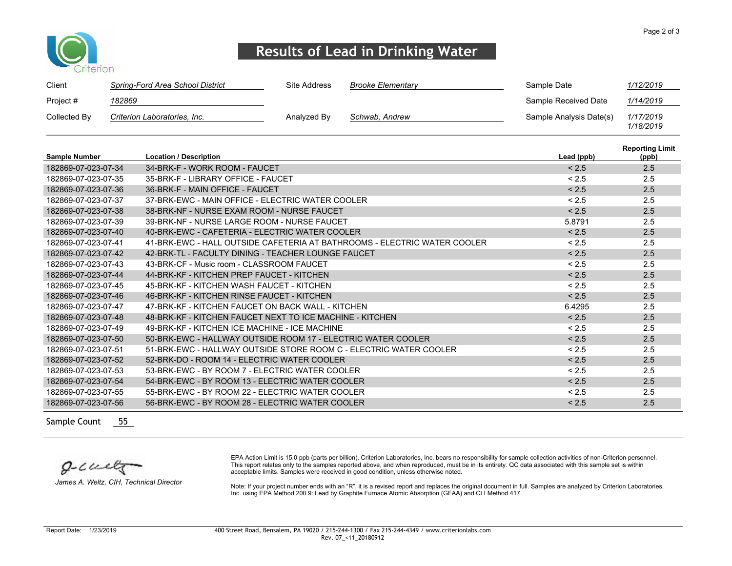# Results of Lead in Drinking Water

| | | | | | |
|---|---|---|---|---|---|
| Client | *Spring-Ford Area School District* | Site Address | *Brooke Elementary* | Sample Date | *1/12/2019* |
| Project # | *182869* | | | Sample Received Date | *1/14/2019* |
| Collected By | *Criterion Laboratories, Inc.* | Analyzed By | *Schwab, Andrew* | Sample Analysis Date(s) | *1/17/2019 1/18/2019* |

| Sample Number | Location / Description | Lead (ppb) | Reporting Limit (ppb) |
|---|---|---|---|
| 182869-07-023-07-34 | 34-BRK-F - WORK ROOM - FAUCET | < 2.5 | 2.5 |
| 182869-07-023-07-35 | 35-BRK-F - LIBRARY OFFICE - FAUCET | < 2.5 | 2.5 |
| 182869-07-023-07-36 | 36-BRK-F - MAIN OFFICE - FAUCET | < 2.5 | 2.5 |
| 182869-07-023-07-37 | 37-BRK-EWC - MAIN OFFICE - ELECTRIC WATER COOLER | < 2.5 | 2.5 |
| 182869-07-023-07-38 | 38-BRK-NF - NURSE EXAM ROOM - NURSE FAUCET | < 2.5 | 2.5 |
| 182869-07-023-07-39 | 39-BRK-NF - NURSE LARGE ROOM - NURSE FAUCET | 5.8791 | 2.5 |
| 182869-07-023-07-40 | 40-BRK-EWC - CAFETERIA - ELECTRIC WATER COOLER | < 2.5 | 2.5 |
| 182869-07-023-07-41 | 41-BRK-EWC - HALL OUTSIDE CAFETERIA AT BATHROOMS - ELECTRIC WATER COOLER | < 2.5 | 2.5 |
| 182869-07-023-07-42 | 42-BRK-TL - FACULTY DINING - TEACHER LOUNGE FAUCET | < 2.5 | 2.5 |
| 182869-07-023-07-43 | 43-BRK-CF - Music room - CLASSROOM FAUCET | < 2.5 | 2.5 |
| 182869-07-023-07-44 | 44-BRK-KF - KITCHEN PREP FAUCET - KITCHEN | < 2.5 | 2.5 |
| 182869-07-023-07-45 | 45-BRK-KF - KITCHEN WASH FAUCET - KITCHEN | < 2.5 | 2.5 |
| 182869-07-023-07-46 | 46-BRK-KF - KITCHEN RINSE FAUCET - KITCHEN | < 2.5 | 2.5 |
| 182869-07-023-07-47 | 47-BRK-KF - KITCHEN FAUCET ON BACK WALL - KITCHEN | 6.4295 | 2.5 |
| 182869-07-023-07-48 | 48-BRK-KF - KITCHEN FAUCET NEXT TO ICE MACHINE - KITCHEN | < 2.5 | 2.5 |
| 182869-07-023-07-49 | 49-BRK-KF - KITCHEN ICE MACHINE - ICE MACHINE | < 2.5 | 2.5 |
| 182869-07-023-07-50 | 50-BRK-EWC - HALLWAY OUTSIDE ROOM 17 - ELECTRIC WATER COOLER | < 2.5 | 2.5 |
| 182869-07-023-07-51 | 51-BRK-EWC - HALLWAY OUTSIDE STORE ROOM C - ELECTRIC WATER COOLER | < 2.5 | 2.5 |
| 182869-07-023-07-52 | 52-BRK-DO - ROOM 14 - ELECTRIC WATER COOLER | < 2.5 | 2.5 |
| 182869-07-023-07-53 | 53-BRK-EWC - BY ROOM 7 - ELECTRIC WATER COOLER | < 2.5 | 2.5 |
| 182869-07-023-07-54 | 54-BRK-EWC - BY ROOM 13 - ELECTRIC WATER COOLER | < 2.5 | 2.5 |
| 182869-07-023-07-55 | 55-BRK-EWC - BY ROOM 22 - ELECTRIC WATER COOLER | < 2.5 | 2.5 |
| 182869-07-023-07-56 | 56-BRK-EWC - BY ROOM 28 - ELECTRIC WATER COOLER | < 2.5 | 2.5 |

Sample Count 55

*James A. Weltz, CIH, Technical Director*

EPA Action Limit is 15.0 ppb (parts per billion). Criterion Laboratories, Inc. bears no responsibility for sample collection activities of non-Criterion personnel. This report relates only to the samples reported above, and when reproduced, must be in its entirety. QC data associated with this sample set is within acceptable limits. Samples were received in good condition, unless otherwise noted.

Note: If your project number ends with an "R", it is a revised report and replaces the original document in full. Samples are analyzed by Criterion Laboratories, Inc. using EPA Method 200.9: Lead by Graphite Furnace Atomic Absorption (GFAA) and CLI Method 417.

Report Date: 1/23/2019

400 Street Road, Bensalem, PA 19020 / 215-244-1300 / Fax 215-244-4349 / www.criterionlabs.com
Rev. 07_<11_20180912